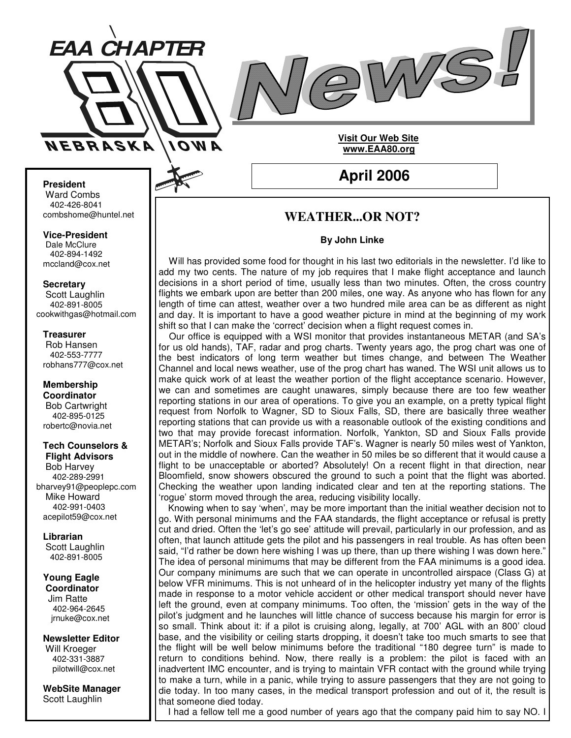# EAA CHAPTER 80 NEBRASKA IOWA News!

**Visit Our Web Site**
**www.EAA80.org**

## April 2006

**President**
Ward Combs
402-426-8041
combshome@huntel.net

**Vice-President**
Dale McClure
402-894-1492
mccland@cox.net

**Secretary**
Scott Laughlin
402-891-8005
cookwithgas@hotmail.com

**Treasurer**
Rob Hansen
402-553-7777
robhans777@cox.net

**Membership Coordinator**
Bob Cartwright
402-895-0125
robertc@novia.net

**Tech Counselors & Flight Advisors**
Bob Harvey
402-289-2991
bharvey91@peoplepc.com
Mike Howard
402-991-0403
acepilot59@cox.net

**Librarian**
Scott Laughlin
402-891-8005

**Young Eagle Coordinator**
Jim Ratte
402-964-2645
jrnuke@cox.net

**Newsletter Editor**
Will Kroeger
402-331-3887
pilotwill@cox.net

**WebSite Manager**
Scott Laughlin

## WEATHER...OR NOT?

**By John Linke**

Will has provided some food for thought in his last two editorials in the newsletter. I'd like to add my two cents. The nature of my job requires that I make flight acceptance and launch decisions in a short period of time, usually less than two minutes. Often, the cross country flights we embark upon are better than 200 miles, one way. As anyone who has flown for any length of time can attest, weather over a two hundred mile area can be as different as night and day. It is important to have a good weather picture in mind at the beginning of my work shift so that I can make the 'correct' decision when a flight request comes in.

Our office is equipped with a WSI monitor that provides instantaneous METAR (and SA's for us old hands), TAF, radar and prog charts. Twenty years ago, the prog chart was one of the best indicators of long term weather but times change, and between The Weather Channel and local news weather, use of the prog chart has waned. The WSI unit allows us to make quick work of at least the weather portion of the flight acceptance scenario. However, we can and sometimes are caught unawares, simply because there are too few weather reporting stations in our area of operations. To give you an example, on a pretty typical flight request from Norfolk to Wagner, SD to Sioux Falls, SD, there are basically three weather reporting stations that can provide us with a reasonable outlook of the existing conditions and two that may provide forecast information. Norfolk, Yankton, SD and Sioux Falls provide METAR's; Norfolk and Sioux Falls provide TAF's. Wagner is nearly 50 miles west of Yankton, out in the middle of nowhere. Can the weather in 50 miles be so different that it would cause a flight to be unacceptable or aborted? Absolutely! On a recent flight in that direction, near Bloomfield, snow showers obscured the ground to such a point that the flight was aborted. Checking the weather upon landing indicated clear and ten at the reporting stations. The 'rogue' storm moved through the area, reducing visibility locally.

Knowing when to say 'when', may be more important than the initial weather decision not to go. With personal minimums and the FAA standards, the flight acceptance or refusal is pretty cut and dried. Often the 'let's go see' attitude will prevail, particularly in our profession, and as often, that launch attitude gets the pilot and his passengers in real trouble. As has often been said, "I'd rather be down here wishing I was up there, than up there wishing I was down here." The idea of personal minimums that may be different from the FAA minimums is a good idea. Our company minimums are such that we can operate in uncontrolled airspace (Class G) at below VFR minimums. This is not unheard of in the helicopter industry yet many of the flights made in response to a motor vehicle accident or other medical transport should never have left the ground, even at company minimums. Too often, the 'mission' gets in the way of the pilot's judgment and he launches will little chance of success because his margin for error is so small. Think about it: if a pilot is cruising along, legally, at 700' AGL with an 800' cloud base, and the visibility or ceiling starts dropping, it doesn't take too much smarts to see that the flight will be well below minimums before the traditional "180 degree turn" is made to return to conditions behind. Now, there really is a problem: the pilot is faced with an inadvertent IMC encounter, and is trying to maintain VFR contact with the ground while trying to make a turn, while in a panic, while trying to assure passengers that they are not going to die today. In too many cases, in the medical transport profession and out of it, the result is that someone died today.

I had a fellow tell me a good number of years ago that the company paid him to say NO. I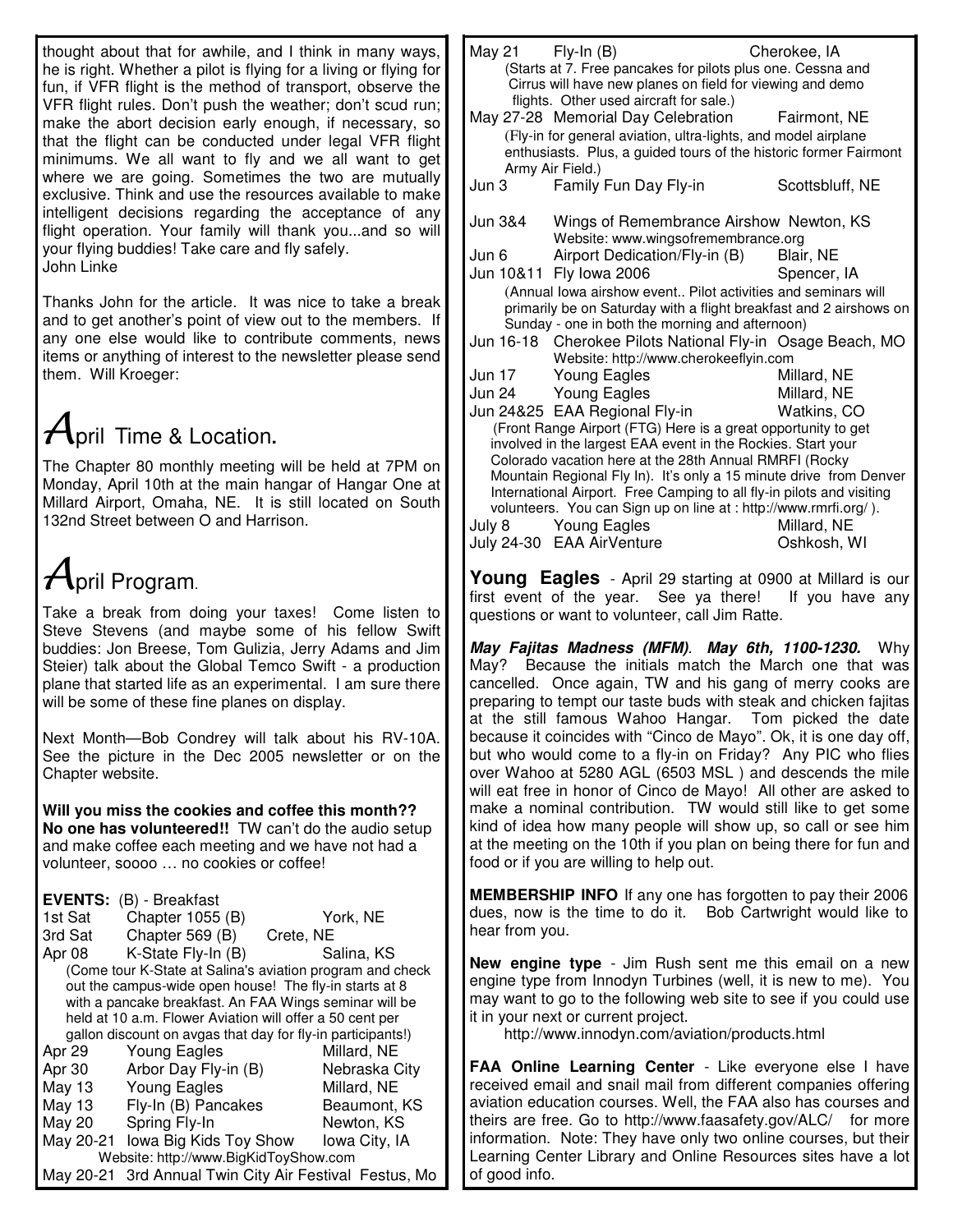thought about that for awhile, and I think in many ways, he is right. Whether a pilot is flying for a living or flying for fun, if VFR flight is the method of transport, observe the VFR flight rules. Don't push the weather; don't scud run; make the abort decision early enough, if necessary, so that the flight can be conducted under legal VFR flight minimums. We all want to fly and we all want to get where we are going. Sometimes the two are mutually exclusive. Think and use the resources available to make intelligent decisions regarding the acceptance of any flight operation. Your family will thank you...and so will your flying buddies! Take care and fly safely.
John Linke

Thanks John for the article. It was nice to take a break and to get another's point of view out to the members. If any one else would like to contribute comments, news items or anything of interest to the newsletter please send them. Will Kroeger:

## April Time & Location.

The Chapter 80 monthly meeting will be held at 7PM on Monday, April 10th at the main hangar of Hangar One at Millard Airport, Omaha, NE. It is still located on South 132nd Street between O and Harrison.

## April Program.

Take a break from doing your taxes! Come listen to Steve Stevens (and maybe some of his fellow Swift buddies: Jon Breese, Tom Gulizia, Jerry Adams and Jim Steier) talk about the Global Temco Swift - a production plane that started life as an experimental. I am sure there will be some of these fine planes on display.

Next Month—Bob Condrey will talk about his RV-10A. See the picture in the Dec 2005 newsletter or on the Chapter website.

**Will you miss the cookies and coffee this month?? No one has volunteered!!** TW can't do the audio setup and make coffee each meeting and we have not had a volunteer, soooo … no cookies or coffee!

**EVENTS:** (B) - Breakfast

| Date | Event | Location |
|---|---|---|
| 1st Sat | Chapter 1055 (B) | York, NE |
| 3rd Sat | Chapter 569 (B) | Crete, NE |
| Apr 08 | K-State Fly-In (B) | Salina, KS |

(Come tour K-State at Salina's aviation program and check out the campus-wide open house! The fly-in starts at 8 with a pancake breakfast. An FAA Wings seminar will be held at 10 a.m. Flower Aviation will offer a 50 cent per gallon discount on avgas that day for fly-in participants!)

| Date | Event | Location |
|---|---|---|
| Apr 29 | Young Eagles | Millard, NE |
| Apr 30 | Arbor Day Fly-in (B) | Nebraska City |
| May 13 | Young Eagles | Millard, NE |
| May 13 | Fly-In (B) Pancakes | Beaumont, KS |
| May 20 | Spring Fly-In | Newton, KS |
| May 20-21 | Iowa Big Kids Toy Show | Iowa City, IA |

Website: http://www.BigKidToyShow.com

| Date | Event | Location |
|---|---|---|
| May 20-21 | 3rd Annual Twin City Air Festival | Festus, Mo |
| May 21 | Fly-In (B) | Cherokee, IA |

(Starts at 7. Free pancakes for pilots plus one. Cessna and Cirrus will have new planes on field for viewing and demo flights. Other used aircraft for sale.)

| Date | Event | Location |
|---|---|---|
| May 27-28 | Memorial Day Celebration | Fairmont, NE |

(Fly-in for general aviation, ultra-lights, and model airplane enthusiasts. Plus, a guided tours of the historic former Fairmont Army Air Field.)

| Date | Event | Location |
|---|---|---|
| Jun 3 | Family Fun Day Fly-in | Scottsbluff, NE |
| Jun 3&4 | Wings of Remembrance Airshow | Newton, KS |

Website: www.wingsofremembrance.org

| Date | Event | Location |
|---|---|---|
| Jun 6 | Airport Dedication/Fly-in (B) | Blair, NE |
| Jun 10&11 | Fly Iowa 2006 | Spencer, IA |

(Annual Iowa airshow event.. Pilot activities and seminars will primarily be on Saturday with a flight breakfast and 2 airshows on Sunday - one in both the morning and afternoon)

| Date | Event | Location |
|---|---|---|
| Jun 16-18 | Cherokee Pilots National Fly-in | Osage Beach, MO |

Website: http://www.cherokeeflyin.com

| Date | Event | Location |
|---|---|---|
| Jun 17 | Young Eagles | Millard, NE |
| Jun 24 | Young Eagles | Millard, NE |
| Jun 24&25 | EAA Regional Fly-in | Watkins, CO |

(Front Range Airport (FTG) Here is a great opportunity to get involved in the largest EAA event in the Rockies. Start your Colorado vacation here at the 28th Annual RMRFI (Rocky Mountain Regional Fly In). It's only a 15 minute drive from Denver International Airport. Free Camping to all fly-in pilots and visiting volunteers. You can Sign up on line at : http://www.rmrfi.org/ ).

| Date | Event | Location |
|---|---|---|
| July 8 | Young Eagles | Millard, NE |
| July 24-30 | EAA AirVenture | Oshkosh, WI |

**Young Eagles** - April 29 starting at 0900 at Millard is our first event of the year. See ya there! If you have any questions or want to volunteer, call Jim Ratte.

***May Fajitas Madness (MFM). May 6th, 1100-1230.*** Why May? Because the initials match the March one that was cancelled. Once again, TW and his gang of merry cooks are preparing to tempt our taste buds with steak and chicken fajitas at the still famous Wahoo Hangar. Tom picked the date because it coincides with "Cinco de Mayo". Ok, it is one day off, but who would come to a fly-in on Friday? Any PIC who flies over Wahoo at 5280 AGL (6503 MSL ) and descends the mile will eat free in honor of Cinco de Mayo! All other are asked to make a nominal contribution. TW would still like to get some kind of idea how many people will show up, so call or see him at the meeting on the 10th if you plan on being there for fun and food or if you are willing to help out.

**MEMBERSHIP INFO** If any one has forgotten to pay their 2006 dues, now is the time to do it. Bob Cartwright would like to hear from you.

**New engine type** - Jim Rush sent me this email on a new engine type from Innodyn Turbines (well, it is new to me). You may want to go to the following web site to see if you could use it in your next or current project.

http://www.innodyn.com/aviation/products.html

**FAA Online Learning Center** - Like everyone else I have received email and snail mail from different companies offering aviation education courses. Well, the FAA also has courses and theirs are free. Go to http://www.faasafety.gov/ALC/ for more information. Note: They have only two online courses, but their Learning Center Library and Online Resources sites have a lot of good info.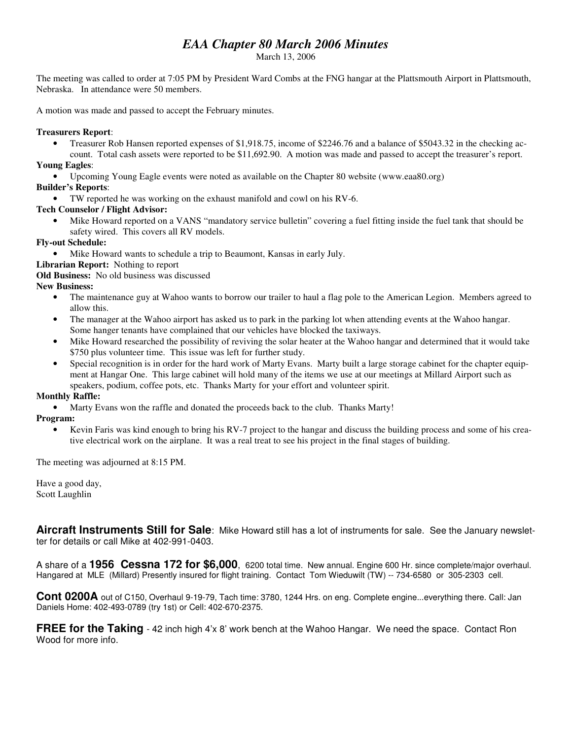# *EAA Chapter 80 March 2006 Minutes*

March 13, 2006

The meeting was called to order at 7:05 PM by President Ward Combs at the FNG hangar at the Plattsmouth Airport in Plattsmouth, Nebraska. In attendance were 50 members.

A motion was made and passed to accept the February minutes.

**Treasurers Report**:

- Treasurer Rob Hansen reported expenses of $1,918.75, income of $2246.76 and a balance of $5043.32 in the checking account. Total cash assets were reported to be $11,692.90. A motion was made and passed to accept the treasurer's report.

**Young Eagles**:

- Upcoming Young Eagle events were noted as available on the Chapter 80 website (www.eaa80.org)

**Builder's Reports**:

- TW reported he was working on the exhaust manifold and cowl on his RV-6.

**Tech Counselor / Flight Advisor:**

- Mike Howard reported on a VANS "mandatory service bulletin" covering a fuel fitting inside the fuel tank that should be safety wired. This covers all RV models.

**Fly-out Schedule:**

- Mike Howard wants to schedule a trip to Beaumont, Kansas in early July.

**Librarian Report:** Nothing to report

**Old Business:** No old business was discussed

**New Business:**

- The maintenance guy at Wahoo wants to borrow our trailer to haul a flag pole to the American Legion. Members agreed to allow this.
- The manager at the Wahoo airport has asked us to park in the parking lot when attending events at the Wahoo hangar. Some hanger tenants have complained that our vehicles have blocked the taxiways.
- Mike Howard researched the possibility of reviving the solar heater at the Wahoo hangar and determined that it would take $750 plus volunteer time. This issue was left for further study.
- Special recognition is in order for the hard work of Marty Evans. Marty built a large storage cabinet for the chapter equipment at Hangar One. This large cabinet will hold many of the items we use at our meetings at Millard Airport such as speakers, podium, coffee pots, etc. Thanks Marty for your effort and volunteer spirit.

**Monthly Raffle:**

- Marty Evans won the raffle and donated the proceeds back to the club. Thanks Marty!

**Program:**

- Kevin Faris was kind enough to bring his RV-7 project to the hangar and discuss the building process and some of his creative electrical work on the airplane. It was a real treat to see his project in the final stages of building.

The meeting was adjourned at 8:15 PM.

Have a good day,
Scott Laughlin

**Aircraft Instruments Still for Sale**: Mike Howard still has a lot of instruments for sale. See the January newsletter for details or call Mike at 402-991-0403.

A share of a **1956 Cessna 172 for $6,000**, 6200 total time. New annual. Engine 600 Hr. since complete/major overhaul. Hangared at MLE (Millard) Presently insured for flight training. Contact Tom Wieduwilt (TW) -- 734-6580 or 305-2303 cell.

**Cont 0200A** out of C150, Overhaul 9-19-79, Tach time: 3780, 1244 Hrs. on eng. Complete engine...everything there. Call: Jan Daniels Home: 402-493-0789 (try 1st) or Cell: 402-670-2375.

**FREE for the Taking** - 42 inch high 4'x 8' work bench at the Wahoo Hangar. We need the space. Contact Ron Wood for more info.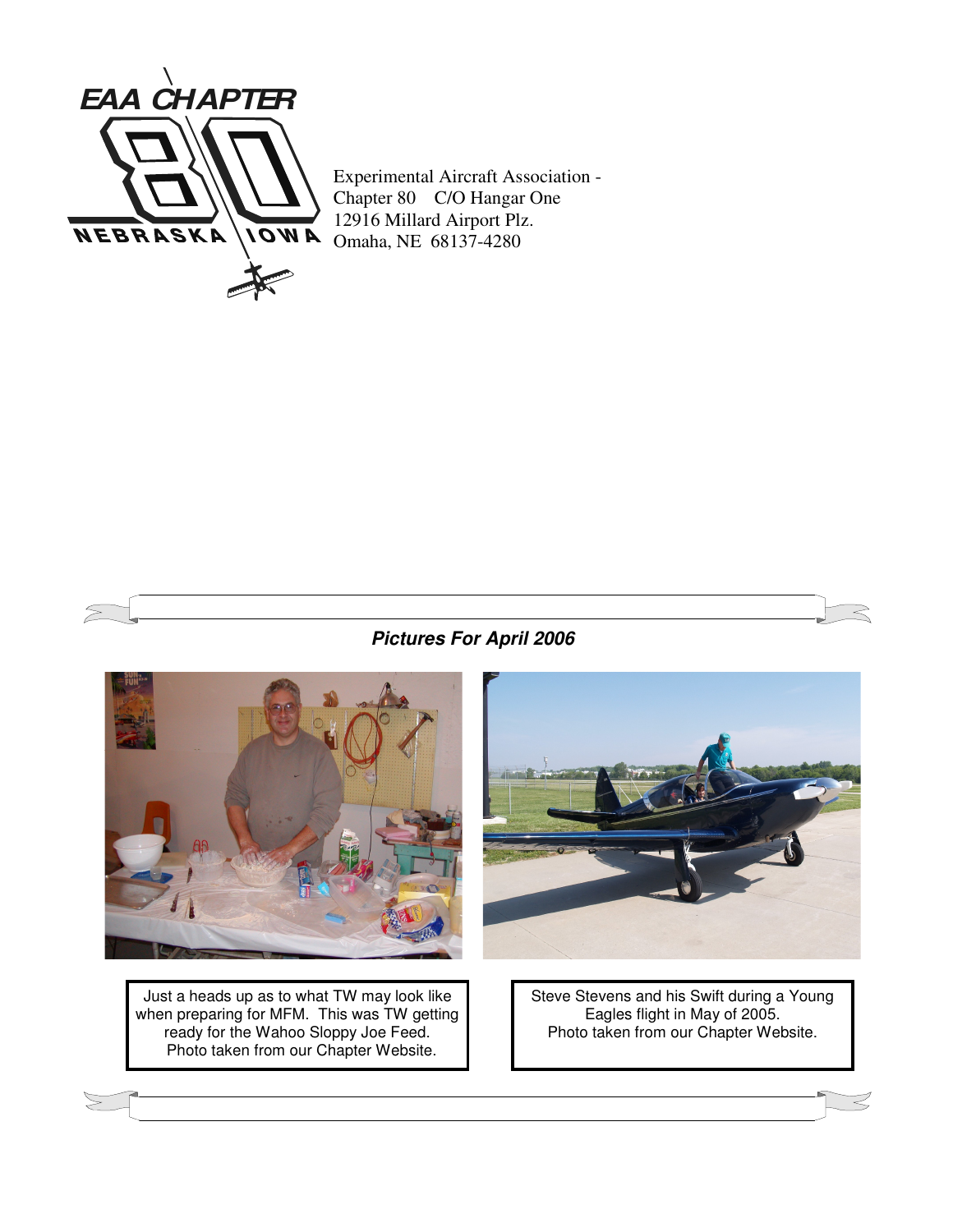Experimental Aircraft Association -
Chapter 80 C/O Hangar One
12916 Millard Airport Plz.
Omaha, NE 68137-4280

## *Pictures For April 2006*

Just a heads up as to what TW may look like when preparing for MFM. This was TW getting ready for the Wahoo Sloppy Joe Feed. Photo taken from our Chapter Website.

Steve Stevens and his Swift during a Young Eagles flight in May of 2005. Photo taken from our Chapter Website.